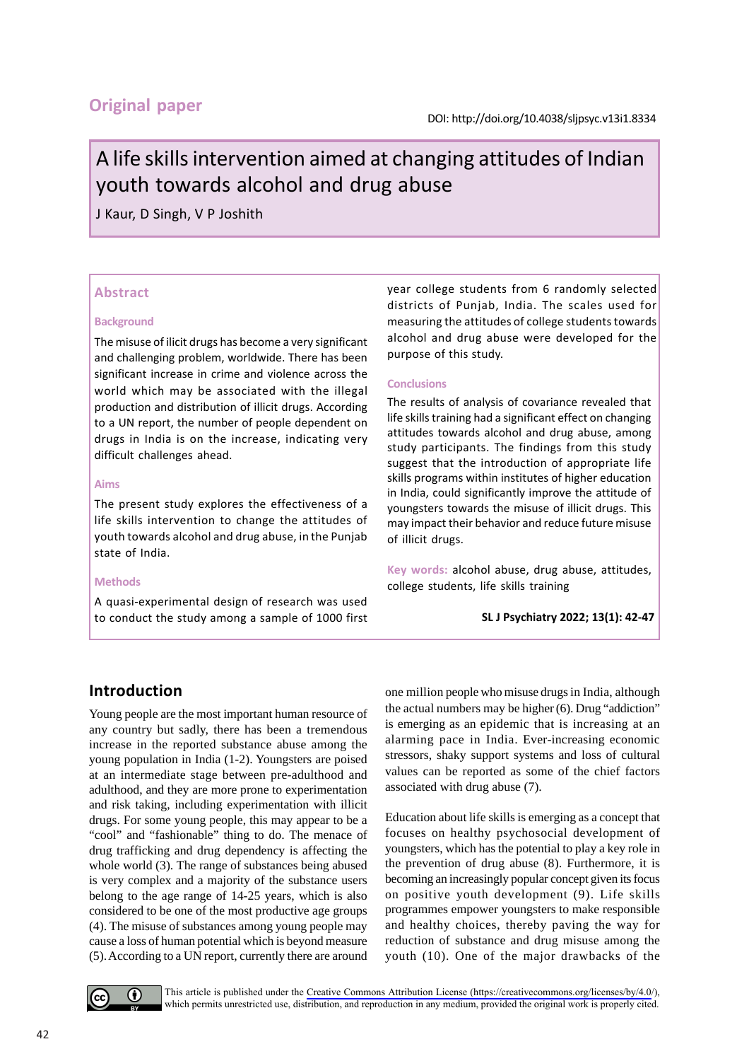Original paper

DOI: http://doi.org/10.4038/sljpsyc.v13i1.8334

# A life skills intervention aimed at changing attitudes of Indian youth towards alcohol and drug abuse

J Kaur, D Singh, V P Joshith

## Abstract

### Background

The misuse of ilicit drugs has become a very significant and challenging problem, worldwide. There has been significant increase in crime and violence across the world which may be associated with the illegal production and distribution of illicit drugs. According to a UN report, the number of people dependent on drugs in India is on the increase, indicating very difficult challenges ahead.

### Aims

The present study explores the effectiveness of a life skills intervention to change the attitudes of youth towards alcohol and drug abuse, in the Punjab state of India.

### Methods

A quasi-experimental design of research was used to conduct the study among a sample of 1000 first year college students from 6 randomly selected districts of Punjab, India. The scales used for measuring the attitudes of college students towards alcohol and drug abuse were developed for the purpose of this study.

### Conclusions

The results of analysis of covariance revealed that life skills training had a significant effect on changing attitudes towards alcohol and drug abuse, among study participants. The findings from this study suggest that the introduction of appropriate life skills programs within institutes of higher education in India, could significantly improve the attitude of youngsters towards the misuse of illicit drugs. This may impact their behavior and reduce future misuse of illicit drugs.

**Key words:** alcohol abuse, drug abuse, attitudes, college students, life skills training

**SL J Psychiatry 2022; 13(1): 42-47**

## Introduction

Young people are the most important human resource of any country but sadly, there has been a tremendous increase in the reported substance abuse among the young population in India (1-2). Youngsters are poised at an intermediate stage between pre-adulthood and adulthood, and they are more prone to experimentation and risk taking, including experimentation with illicit drugs. For some young people, this may appear to be a "cool" and "fashionable" thing to do. The menace of drug trafficking and drug dependency is affecting the whole world (3). The range of substances being abused is very complex and a majority of the substance users belong to the age range of 14-25 years, which is also considered to be one of the most productive age groups (4). The misuse of substances among young people may cause a loss of human potential which is beyond measure (5). According to a UN report, currently there are around one million people who misuse drugs in India, although the actual numbers may be higher (6). Drug "addiction" is emerging as an epidemic that is increasing at an alarming pace in India. Ever-increasing economic stressors, shaky support systems and loss of cultural values can be reported as some of the chief factors associated with drug abuse (7).

Education about life skills is emerging as a concept that focuses on healthy psychosocial development of youngsters, which has the potential to play a key role in the prevention of drug abuse (8). Furthermore, it is becoming an increasingly popular concept given its focus on positive youth development (9). Life skills programmes empower youngsters to make responsible and healthy choices, thereby paving the way for reduction of substance and drug misuse among the youth (10). One of the major drawbacks of the

This article is published under the Creative Commons Attribution License (https://creativecommons.org/licenses/by/4.0/), which permits unrestricted use, distribution, and reproduction in any medium, provided the original work is properly cited.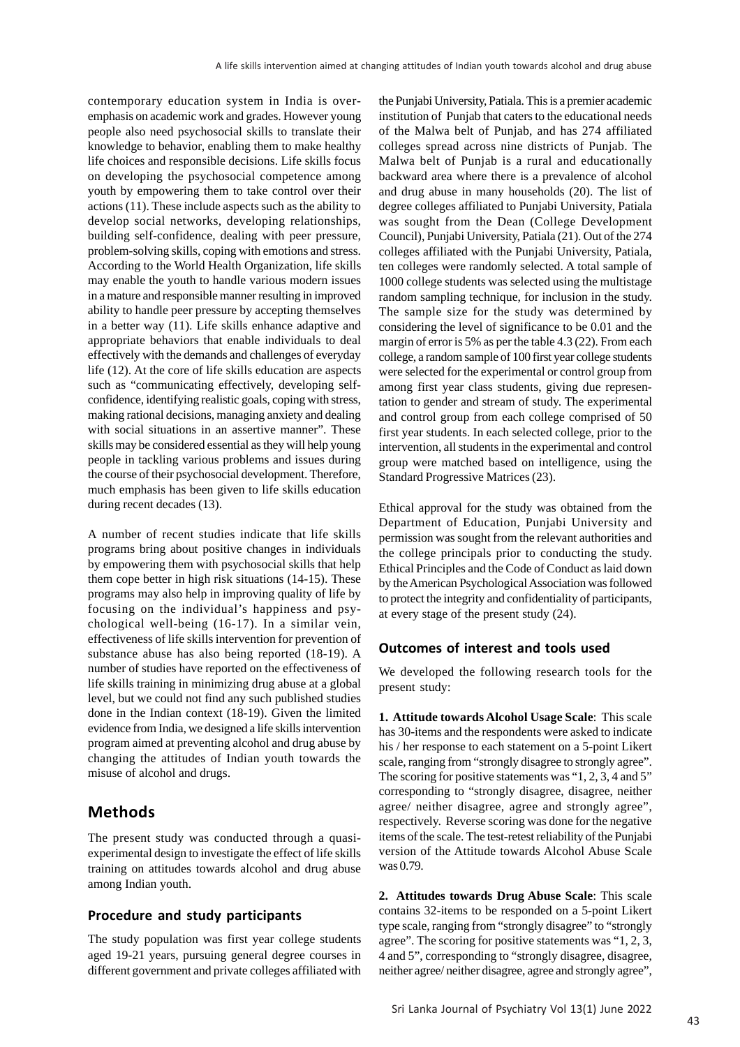contemporary education system in India is over-emphasis on academic work and grades. However young people also need psychosocial skills to translate their knowledge to behavior, enabling them to make healthy life choices and responsible decisions. Life skills focus on developing the psychosocial competence among youth by empowering them to take control over their actions (11). These include aspects such as the ability to develop social networks, developing relationships, building self-confidence, dealing with peer pressure, problem-solving skills, coping with emotions and stress. According to the World Health Organization, life skills may enable the youth to handle various modern issues in a mature and responsible manner resulting in improved ability to handle peer pressure by accepting themselves in a better way (11). Life skills enhance adaptive and appropriate behaviors that enable individuals to deal effectively with the demands and challenges of everyday life (12). At the core of life skills education are aspects such as "communicating effectively, developing self-confidence, identifying realistic goals, coping with stress, making rational decisions, managing anxiety and dealing with social situations in an assertive manner". These skills may be considered essential as they will help young people in tackling various problems and issues during the course of their psychosocial development. Therefore, much emphasis has been given to life skills education during recent decades (13).

A number of recent studies indicate that life skills programs bring about positive changes in individuals by empowering them with psychosocial skills that help them cope better in high risk situations (14-15). These programs may also help in improving quality of life by focusing on the individual's happiness and psychological well-being (16-17). In a similar vein, effectiveness of life skills intervention for prevention of substance abuse has also being reported (18-19). A number of studies have reported on the effectiveness of life skills training in minimizing drug abuse at a global level, but we could not find any such published studies done in the Indian context (18-19). Given the limited evidence from India, we designed a life skills intervention program aimed at preventing alcohol and drug abuse by changing the attitudes of Indian youth towards the misuse of alcohol and drugs.

## Methods

The present study was conducted through a quasi-experimental design to investigate the effect of life skills training on attitudes towards alcohol and drug abuse among Indian youth.

### Procedure and study participants

The study population was first year college students aged 19-21 years, pursuing general degree courses in different government and private colleges affiliated with the Punjabi University, Patiala. This is a premier academic institution of Punjab that caters to the educational needs of the Malwa belt of Punjab, and has 274 affiliated colleges spread across nine districts of Punjab. The Malwa belt of Punjab is a rural and educationally backward area where there is a prevalence of alcohol and drug abuse in many households (20). The list of degree colleges affiliated to Punjabi University, Patiala was sought from the Dean (College Development Council), Punjabi University, Patiala (21). Out of the 274 colleges affiliated with the Punjabi University, Patiala, ten colleges were randomly selected. A total sample of 1000 college students was selected using the multistage random sampling technique, for inclusion in the study. The sample size for the study was determined by considering the level of significance to be 0.01 and the margin of error is 5% as per the table 4.3 (22). From each college, a random sample of 100 first year college students were selected for the experimental or control group from among first year class students, giving due representation to gender and stream of study. The experimental and control group from each college comprised of 50 first year students. In each selected college, prior to the intervention, all students in the experimental and control group were matched based on intelligence, using the Standard Progressive Matrices (23).

Ethical approval for the study was obtained from the Department of Education, Punjabi University and permission was sought from the relevant authorities and the college principals prior to conducting the study. Ethical Principles and the Code of Conduct as laid down by the American Psychological Association was followed to protect the integrity and confidentiality of participants, at every stage of the present study (24).

### Outcomes of interest and tools used

We developed the following research tools for the present study:

**1. Attitude towards Alcohol Usage Scale**: This scale has 30-items and the respondents were asked to indicate his / her response to each statement on a 5-point Likert scale, ranging from "strongly disagree to strongly agree". The scoring for positive statements was "1, 2, 3, 4 and 5" corresponding to "strongly disagree, disagree, neither agree/ neither disagree, agree and strongly agree", respectively. Reverse scoring was done for the negative items of the scale. The test-retest reliability of the Punjabi version of the Attitude towards Alcohol Abuse Scale was 0.79.

**2. Attitudes towards Drug Abuse Scale**: This scale contains 32-items to be responded on a 5-point Likert type scale, ranging from "strongly disagree" to "strongly agree". The scoring for positive statements was "1, 2, 3, 4 and 5", corresponding to "strongly disagree, disagree, neither agree/ neither disagree, agree and strongly agree",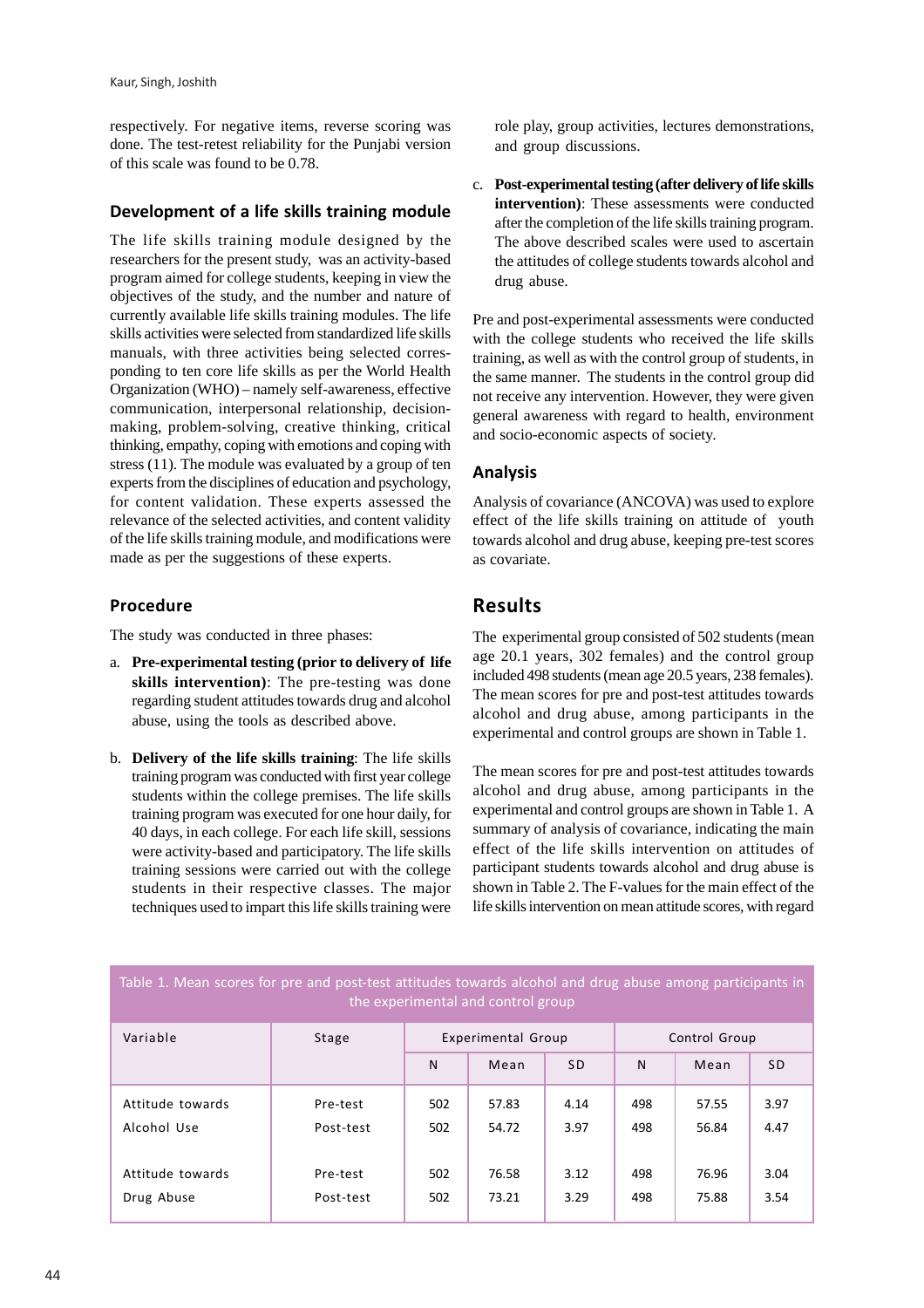respectively. For negative items, reverse scoring was done. The test-retest reliability for the Punjabi version of this scale was found to be 0.78.

### Development of a life skills training module

The life skills training module designed by the researchers for the present study, was an activity-based program aimed for college students, keeping in view the objectives of the study, and the number and nature of currently available life skills training modules. The life skills activities were selected from standardized life skills manuals, with three activities being selected corresponding to ten core life skills as per the World Health Organization (WHO) – namely self-awareness, effective communication, interpersonal relationship, decision-making, problem-solving, creative thinking, critical thinking, empathy, coping with emotions and coping with stress (11). The module was evaluated by a group of ten experts from the disciplines of education and psychology, for content validation. These experts assessed the relevance of the selected activities, and content validity of the life skills training module, and modifications were made as per the suggestions of these experts.

### Procedure

The study was conducted in three phases:

a. **Pre-experimental testing (prior to delivery of life skills intervention)**: The pre-testing was done regarding student attitudes towards drug and alcohol abuse, using the tools as described above.

b. **Delivery of the life skills training**: The life skills training program was conducted with first year college students within the college premises. The life skills training program was executed for one hour daily, for 40 days, in each college. For each life skill, sessions were activity-based and participatory. The life skills training sessions were carried out with the college students in their respective classes. The major techniques used to impart this life skills training were role play, group activities, lectures demonstrations, and group discussions.

c. **Post-experimental testing (after delivery of life skills intervention)**: These assessments were conducted after the completion of the life skills training program. The above described scales were used to ascertain the attitudes of college students towards alcohol and drug abuse.

Pre and post-experimental assessments were conducted with the college students who received the life skills training, as well as with the control group of students, in the same manner. The students in the control group did not receive any intervention. However, they were given general awareness with regard to health, environment and socio-economic aspects of society.

### Analysis

Analysis of covariance (ANCOVA) was used to explore effect of the life skills training on attitude of youth towards alcohol and drug abuse, keeping pre-test scores as covariate.

## Results

The experimental group consisted of 502 students (mean age 20.1 years, 302 females) and the control group included 498 students (mean age 20.5 years, 238 females). The mean scores for pre and post-test attitudes towards alcohol and drug abuse, among participants in the experimental and control groups are shown in Table 1.

The mean scores for pre and post-test attitudes towards alcohol and drug abuse, among participants in the experimental and control groups are shown in Table 1. A summary of analysis of covariance, indicating the main effect of the life skills intervention on attitudes of participant students towards alcohol and drug abuse is shown in Table 2. The F-values for the main effect of the life skills intervention on mean attitude scores, with regard

Table 1. Mean scores for pre and post-test attitudes towards alcohol and drug abuse among participants in the experimental and control group

| Variable | Stage | Experimental Group | | | Control Group | | |
|---|---|---|---|---|---|---|---|
| | | N | Mean | SD | N | Mean | SD |
| Attitude towards Alcohol Use | Pre-test | 502 | 57.83 | 4.14 | 498 | 57.55 | 3.97 |
| | Post-test | 502 | 54.72 | 3.97 | 498 | 56.84 | 4.47 |
| Attitude towards Drug Abuse | Pre-test | 502 | 76.58 | 3.12 | 498 | 76.96 | 3.04 |
| | Post-test | 502 | 73.21 | 3.29 | 498 | 75.88 | 3.54 |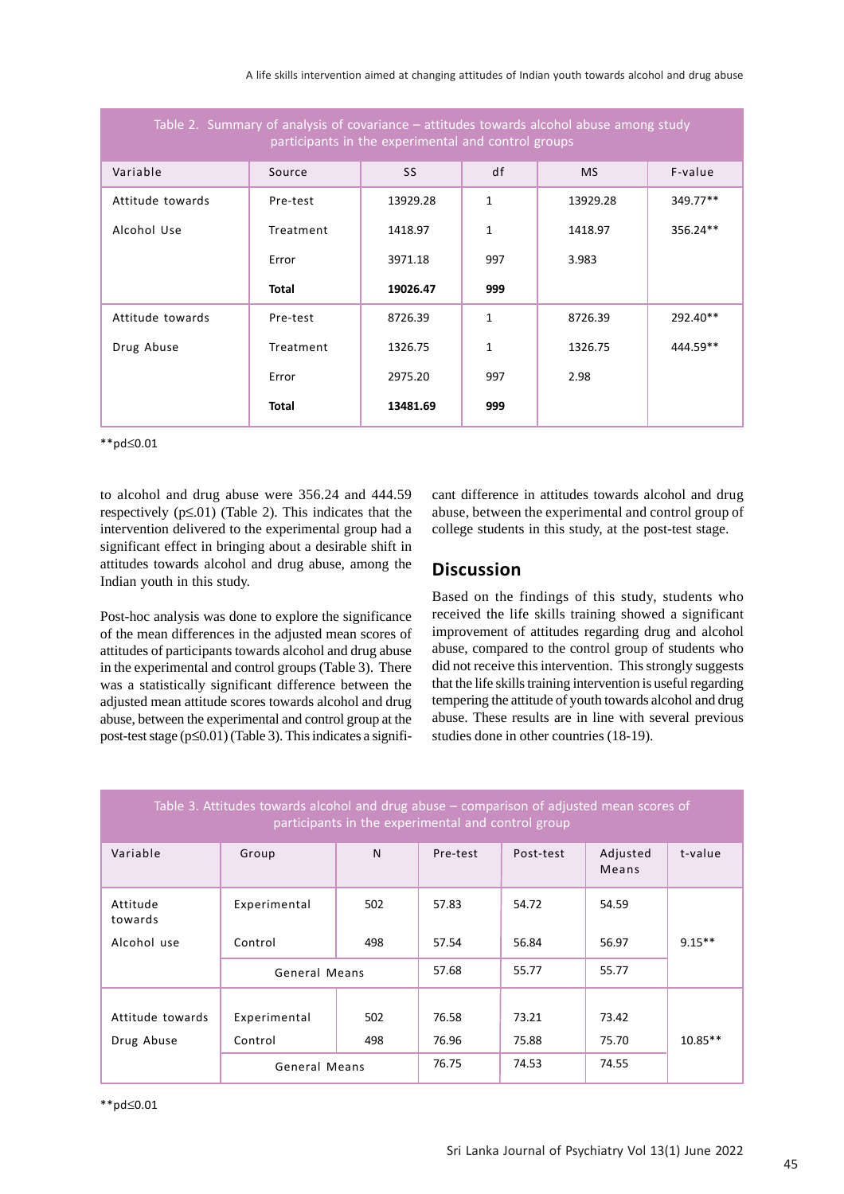Table 2. Summary of analysis of covariance – attitudes towards alcohol abuse among study participants in the experimental and control groups

| Variable | Source | SS | df | MS | F-value |
|---|---|---|---|---|---|
| Attitude towards Alcohol Use | Pre-test | 13929.28 | 1 | 13929.28 | 349.77** |
| | Treatment | 1418.97 | 1 | 1418.97 | 356.24** |
| | Error | 3971.18 | 997 | 3.983 | |
| | **Total** | **19026.47** | **999** | | |
| Attitude towards Drug Abuse | Pre-test | 8726.39 | 1 | 8726.39 | 292.40** |
| | Treatment | 1326.75 | 1 | 1326.75 | 444.59** |
| | Error | 2975.20 | 997 | 2.98 | |
| | **Total** | **13481.69** | **999** | | |

**pd≤0.01

to alcohol and drug abuse were 356.24 and 444.59 respectively ($p \leq .01$) (Table 2). This indicates that the intervention delivered to the experimental group had a significant effect in bringing about a desirable shift in attitudes towards alcohol and drug abuse, among the Indian youth in this study.

Post-hoc analysis was done to explore the significance of the mean differences in the adjusted mean scores of attitudes of participants towards alcohol and drug abuse in the experimental and control groups (Table 3). There was a statistically significant difference between the adjusted mean attitude scores towards alcohol and drug abuse, between the experimental and control group at the post-test stage ($p \leq 0.01$) (Table 3). This indicates a significant difference in attitudes towards alcohol and drug abuse, between the experimental and control group of college students in this study, at the post-test stage.

## Discussion

Based on the findings of this study, students who received the life skills training showed a significant improvement of attitudes regarding drug and alcohol abuse, compared to the control group of students who did not receive this intervention. This strongly suggests that the life skills training intervention is useful regarding tempering the attitude of youth towards alcohol and drug abuse. These results are in line with several previous studies done in other countries (18-19).

Table 3. Attitudes towards alcohol and drug abuse – comparison of adjusted mean scores of participants in the experimental and control group

| Variable | Group | N | Pre-test | Post-test | Adjusted Means | t-value |
|---|---|---|---|---|---|---|
| Attitude towards Alcohol use | Experimental | 502 | 57.83 | 54.72 | 54.59 | 9.15** |
| | Control | 498 | 57.54 | 56.84 | 56.97 | |
| | General Means | | 57.68 | 55.77 | 55.77 | |
| Attitude towards Drug Abuse | Experimental | 502 | 76.58 | 73.21 | 73.42 | 10.85** |
| | Control | 498 | 76.96 | 75.88 | 75.70 | |
| | General Means | | 76.75 | 74.53 | 74.55 | |

**pd≤0.01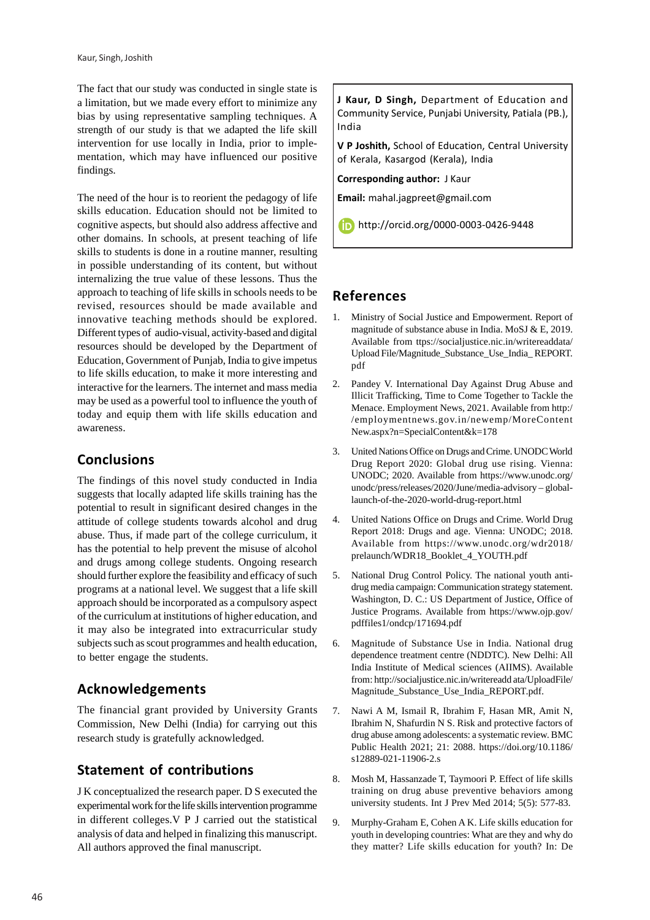The fact that our study was conducted in single state is a limitation, but we made every effort to minimize any bias by using representative sampling techniques. A strength of our study is that we adapted the life skill intervention for use locally in India, prior to implementation, which may have influenced our positive findings.

The need of the hour is to reorient the pedagogy of life skills education. Education should not be limited to cognitive aspects, but should also address affective and other domains. In schools, at present teaching of life skills to students is done in a routine manner, resulting in possible understanding of its content, but without internalizing the true value of these lessons. Thus the approach to teaching of life skills in schools needs to be revised, resources should be made available and innovative teaching methods should be explored. Different types of audio-visual, activity-based and digital resources should be developed by the Department of Education, Government of Punjab, India to give impetus to life skills education, to make it more interesting and interactive for the learners. The internet and mass media may be used as a powerful tool to influence the youth of today and equip them with life skills education and awareness.

## Conclusions

The findings of this novel study conducted in India suggests that locally adapted life skills training has the potential to result in significant desired changes in the attitude of college students towards alcohol and drug abuse. Thus, if made part of the college curriculum, it has the potential to help prevent the misuse of alcohol and drugs among college students. Ongoing research should further explore the feasibility and efficacy of such programs at a national level. We suggest that a life skill approach should be incorporated as a compulsory aspect of the curriculum at institutions of higher education, and it may also be integrated into extracurricular study subjects such as scout programmes and health education, to better engage the students.

## Acknowledgements

The financial grant provided by University Grants Commission, New Delhi (India) for carrying out this research study is gratefully acknowledged.

## Statement of contributions

J K conceptualized the research paper. D S executed the experimental work for the life skills intervention programme in different colleges.V P J carried out the statistical analysis of data and helped in finalizing this manuscript. All authors approved the final manuscript.

**J Kaur, D Singh,** Department of Education and Community Service, Punjabi University, Patiala (PB.), India

**V P Joshith,** School of Education, Central University of Kerala, Kasargod (Kerala), India

**Corresponding author:** J Kaur

**Email:** mahal.jagpreet@gmail.com

http://orcid.org/0000-0003-0426-9448

## References

1. Ministry of Social Justice and Empowerment. Report of magnitude of substance abuse in India. MoSJ & E, 2019. Available from ttps://socialjustice.nic.in/writereaddata/ Upload File/Magnitude_Substance_Use_India_ REPORT. pdf
2. Pandey V. International Day Against Drug Abuse and Illicit Trafficking, Time to Come Together to Tackle the Menace. Employment News, 2021. Available from http:/ /employmentnews.gov.in/newemp/MoreContent New.aspx?n=SpecialContent&k=178
3. United Nations Office on Drugs and Crime. UNODC World Drug Report 2020: Global drug use rising. Vienna: UNODC; 2020. Available from https://www.unodc.org/ unodc/press/releases/2020/June/media-advisory – global-launch-of-the-2020-world-drug-report.html
4. United Nations Office on Drugs and Crime. World Drug Report 2018: Drugs and age. Vienna: UNODC; 2018. Available from https://www.unodc.org/wdr2018/ prelaunch/WDR18_Booklet_4_YOUTH.pdf
5. National Drug Control Policy. The national youth anti-drug media campaign: Communication strategy statement. Washington, D. C.: US Department of Justice, Office of Justice Programs. Available from https://www.ojp.gov/ pdffiles1/ondcp/171694.pdf
6. Magnitude of Substance Use in India. National drug dependence treatment centre (NDDTC). New Delhi: All India Institute of Medical sciences (AIIMS). Available from: http://socialjustice.nic.in/writeadd ata/UploadFile/ Magnitude_Substance_Use_India_REPORT.pdf.
7. Nawi A M, Ismail R, Ibrahim F, Hasan MR, Amit N, Ibrahim N, Shafurdin N S. Risk and protective factors of drug abuse among adolescents: a systematic review. BMC Public Health 2021; 21: 2088. https://doi.org/10.1186/ s12889-021-11906-2.s
8. Mosh M, Hassanzade T, Taymoori P. Effect of life skills training on drug abuse preventive behaviors among university students. Int J Prev Med 2014; 5(5): 577-83.
9. Murphy-Graham E, Cohen A K. Life skills education for youth in developing countries: What are they and why do they matter? Life skills education for youth? In: De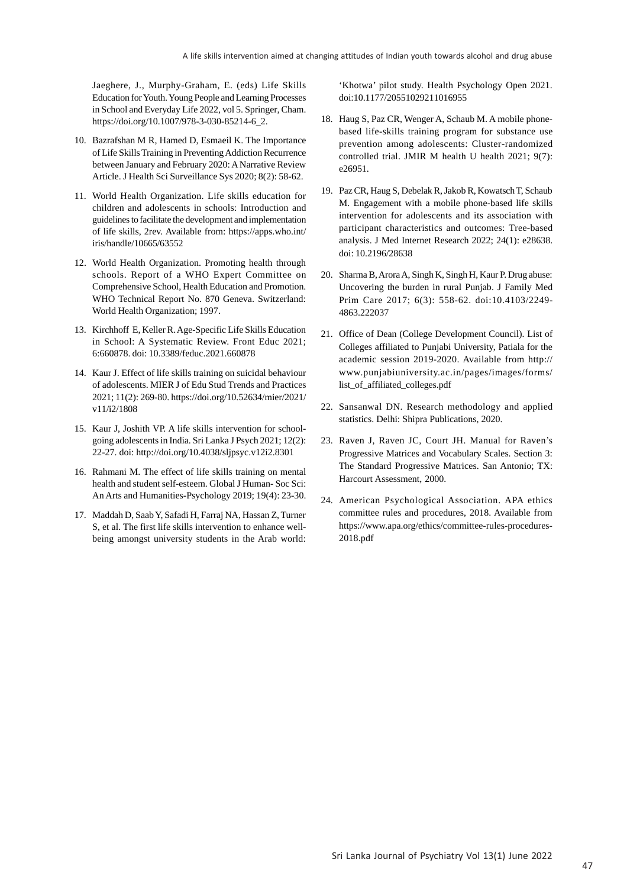Jaeghere, J., Murphy-Graham, E. (eds) Life Skills Education for Youth. Young People and Learning Processes in School and Everyday Life 2022, vol 5. Springer, Cham. https://doi.org/10.1007/978-3-030-85214-6_2.

10. Bazrafshan M R, Hamed D, Esmaeil K. The Importance of Life Skills Training in Preventing Addiction Recurrence between January and February 2020: A Narrative Review Article. J Health Sci Surveillance Sys 2020; 8(2): 58-62.

11. World Health Organization. Life skills education for children and adolescents in schools: Introduction and guidelines to facilitate the development and implementation of life skills, 2rev. Available from: https://apps.who.int/iris/handle/10665/63552

12. World Health Organization. Promoting health through schools. Report of a WHO Expert Committee on Comprehensive School, Health Education and Promotion. WHO Technical Report No. 870 Geneva. Switzerland: World Health Organization; 1997.

13. Kirchhoff E, Keller R. Age-Specific Life Skills Education in School: A Systematic Review. Front Educ 2021; 6:660878. doi: 10.3389/feduc.2021.660878

14. Kaur J. Effect of life skills training on suicidal behaviour of adolescents. MIER J of Edu Stud Trends and Practices 2021; 11(2): 269-80. https://doi.org/10.52634/mier/2021/v11/i2/1808

15. Kaur J, Joshith VP. A life skills intervention for school-going adolescents in India. Sri Lanka J Psych 2021; 12(2): 22-27. doi: http://doi.org/10.4038/sljpsyc.v12i2.8301

16. Rahmani M. The effect of life skills training on mental health and student self-esteem. Global J Human- Soc Sci: An Arts and Humanities-Psychology 2019; 19(4): 23-30.

17. Maddah D, Saab Y, Safadi H, Farraj NA, Hassan Z, Turner S, et al. The first life skills intervention to enhance well-being amongst university students in the Arab world: 'Khotwa' pilot study. Health Psychology Open 2021. doi:10.1177/20551029211016955

18. Haug S, Paz CR, Wenger A, Schaub M. A mobile phone-based life-skills training program for substance use prevention among adolescents: Cluster-randomized controlled trial. JMIR M health U health 2021; 9(7): e26951.

19. Paz CR, Haug S, Debelak R, Jakob R, Kowatsch T, Schaub M. Engagement with a mobile phone-based life skills intervention for adolescents and its association with participant characteristics and outcomes: Tree-based analysis. J Med Internet Research 2022; 24(1): e28638. doi: 10.2196/28638

20. Sharma B, Arora A, Singh K, Singh H, Kaur P. Drug abuse: Uncovering the burden in rural Punjab. J Family Med Prim Care 2017; 6(3): 558-62. doi:10.4103/2249-4863.222037

21. Office of Dean (College Development Council). List of Colleges affiliated to Punjabi University, Patiala for the academic session 2019-2020. Available from http://www.punjabiuniversity.ac.in/pages/images/forms/list_of_affiliated_colleges.pdf

22. Sansanwal DN. Research methodology and applied statistics. Delhi: Shipra Publications, 2020.

23. Raven J, Raven JC, Court JH. Manual for Raven's Progressive Matrices and Vocabulary Scales. Section 3: The Standard Progressive Matrices. San Antonio; TX: Harcourt Assessment, 2000.

24. American Psychological Association. APA ethics committee rules and procedures, 2018. Available from https://www.apa.org/ethics/committee-rules-procedures-2018.pdf